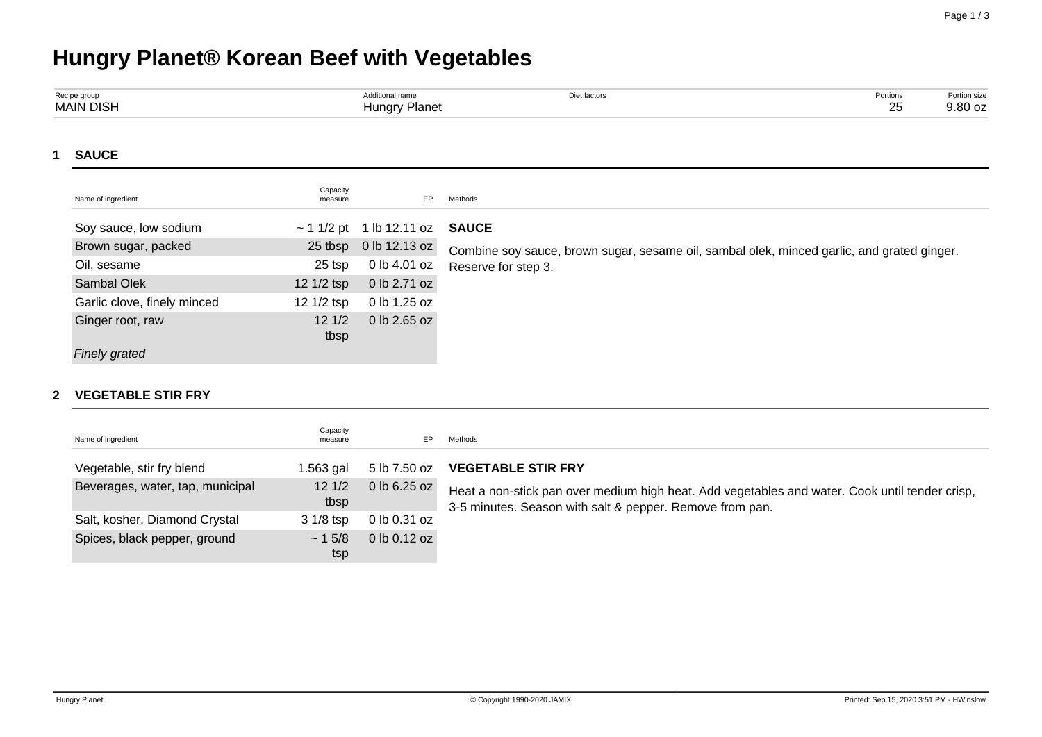# Hungry Planet® Korean Beef with Vegetables

| Recipe group | Additional name | Diet factors | Portions | Portion size |
|---|---|---|---|---|
| MAIN DISH | Hungry Planet | | 25 | 9.80 oz |

## 1 SAUCE

| Name of ingredient | Capacity measure | EP |
|---|---|---|
| Soy sauce, low sodium | ~ 1 1/2 pt | 1 lb 12.11 oz |
| Brown sugar, packed | 25 tbsp | 0 lb 12.13 oz |
| Oil, sesame | 25 tsp | 0 lb 4.01 oz |
| Sambal Olek | 12 1/2 tsp | 0 lb 2.71 oz |
| Garlic clove, finely minced | 12 1/2 tsp | 0 lb 1.25 oz |
| Ginger root, raw<br>*Finely grated* | 12 1/2 tbsp | 0 lb 2.65 oz |

**Methods**

**SAUCE**

Combine soy sauce, brown sugar, sesame oil, sambal olek, minced garlic, and grated ginger. Reserve for step 3.

## 2 VEGETABLE STIR FRY

| Name of ingredient | Capacity measure | EP |
|---|---|---|
| Vegetable, stir fry blend | 1.563 gal | 5 lb 7.50 oz |
| Beverages, water, tap, municipal | 12 1/2 tbsp | 0 lb 6.25 oz |
| Salt, kosher, Diamond Crystal | 3 1/8 tsp | 0 lb 0.31 oz |
| Spices, black pepper, ground | ~ 1 5/8 tsp | 0 lb 0.12 oz |

**Methods**

**VEGETABLE STIR FRY**

Heat a non-stick pan over medium high heat. Add vegetables and water. Cook until tender crisp, 3-5 minutes. Season with salt & pepper. Remove from pan.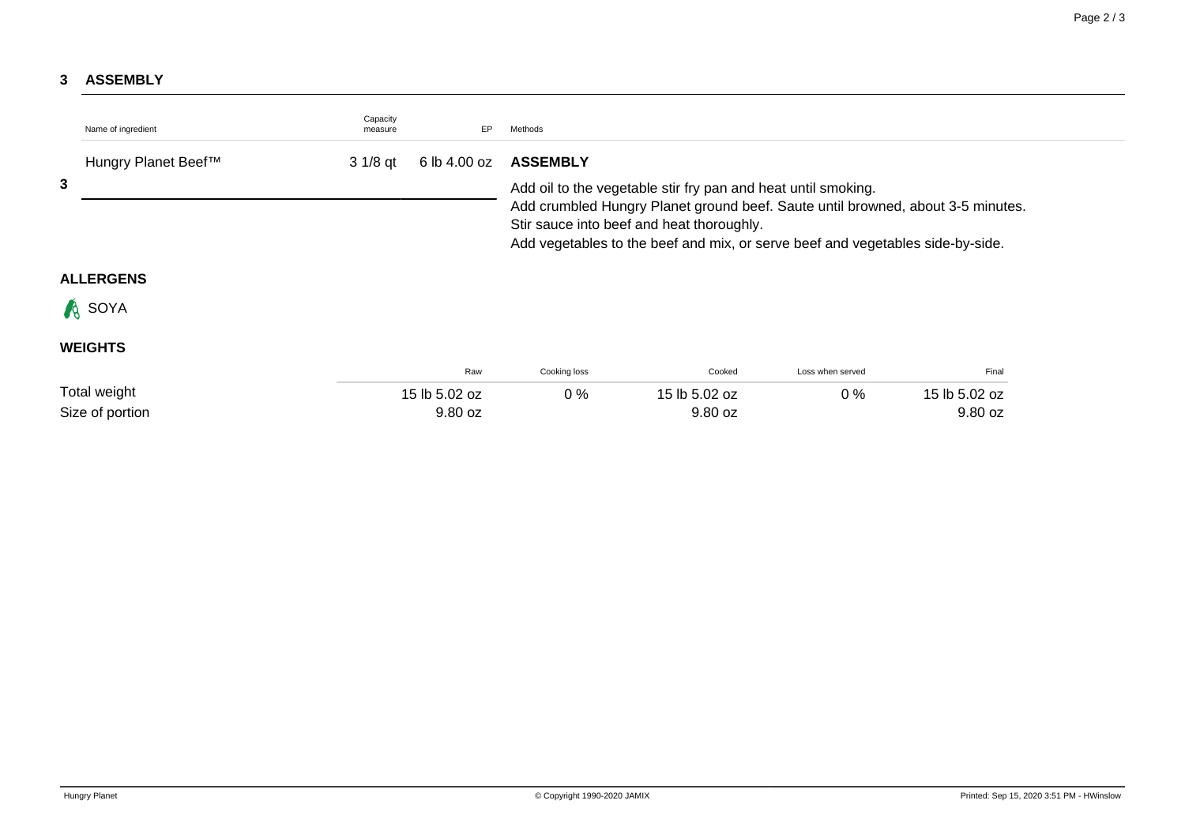## 3 ASSEMBLY

| | Name of ingredient | Capacity measure | EP | Methods |
|---|---|---|---|---|
| 3 | Hungry Planet Beef™ | 3 1/8 qt | 6 lb 4.00 oz | **ASSEMBLY**<br>Add oil to the vegetable stir fry pan and heat until smoking.<br>Add crumbled Hungry Planet ground beef. Saute until browned, about 3-5 minutes.<br>Stir sauce into beef and heat thoroughly.<br>Add vegetables to the beef and mix, or serve beef and vegetables side-by-side. |

### ALLERGENS

SOYA

### WEIGHTS

| | Raw | Cooking loss | Cooked | Loss when served | Final |
|---|---|---|---|---|---|
| Total weight | 15 lb 5.02 oz | 0 % | 15 lb 5.02 oz | 0 % | 15 lb 5.02 oz |
| Size of portion | 9.80 oz | | 9.80 oz | | 9.80 oz |

Hungry Planet © Copyright 1990-2020 JAMIX Printed: Sep 15, 2020 3:51 PM - HWinslow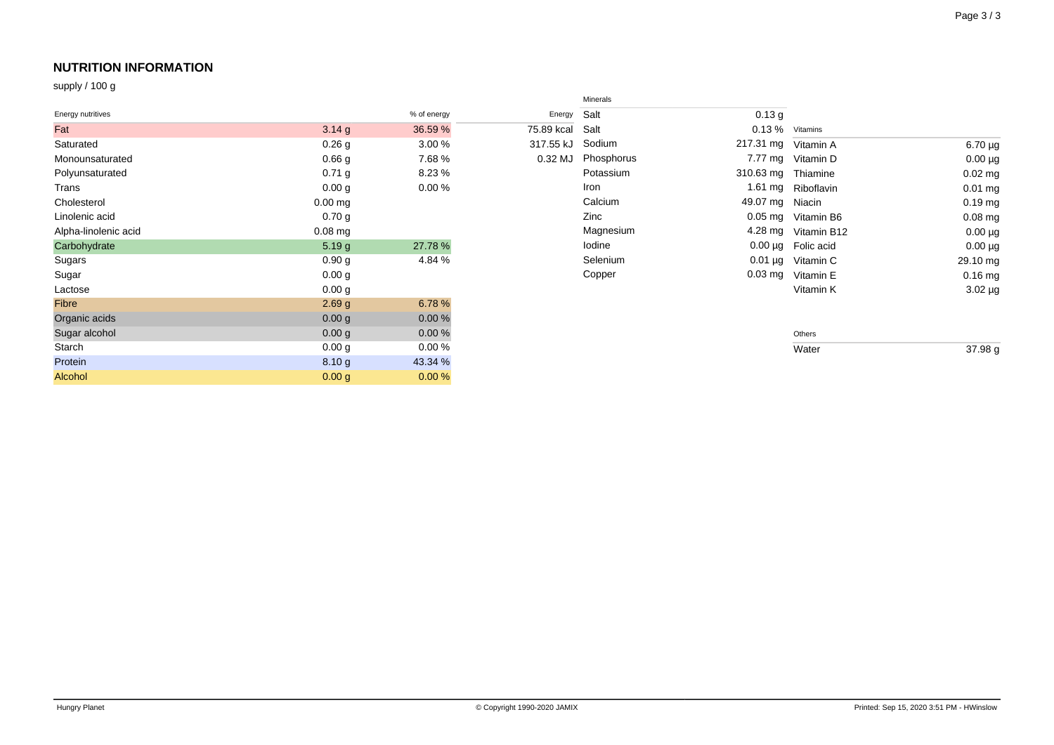## NUTRITION INFORMATION

supply / 100 g

| Energy nutritives | | % of energy |
|---|---|---|
| Fat | 3.14 g | 36.59 % |
| Saturated | 0.26 g | 3.00 % |
| Monounsaturated | 0.66 g | 7.68 % |
| Polyunsaturated | 0.71 g | 8.23 % |
| Trans | 0.00 g | 0.00 % |
| Cholesterol | 0.00 mg | |
| Linolenic acid | 0.70 g | |
| Alpha-linolenic acid | 0.08 mg | |
| Carbohydrate | 5.19 g | 27.78 % |
| Sugars | 0.90 g | 4.84 % |
| Sugar | 0.00 g | |
| Lactose | 0.00 g | |
| Fibre | 2.69 g | 6.78 % |
| Organic acids | 0.00 g | 0.00 % |
| Sugar alcohol | 0.00 g | 0.00 % |
| Starch | 0.00 g | 0.00 % |
| Protein | 8.10 g | 43.34 % |
| Alcohol | 0.00 g | 0.00 % |

| Energy |
|---|
| 75.89 kcal |
| 317.55 kJ |
| 0.32 MJ |

| Minerals | |
|---|---|
| Salt | 0.13 g |
| Salt | 0.13 % |
| Sodium | 217.31 mg |
| Phosphorus | 7.77 mg |
| Potassium | 310.63 mg |
| Iron | 1.61 mg |
| Calcium | 49.07 mg |
| Zinc | 0.05 mg |
| Magnesium | 4.28 mg |
| Iodine | 0.00 µg |
| Selenium | 0.01 µg |
| Copper | 0.03 mg |

| Vitamins | |
|---|---|
| Vitamin A | 6.70 µg |
| Vitamin D | 0.00 µg |
| Thiamine | 0.02 mg |
| Riboflavin | 0.01 mg |
| Niacin | 0.19 mg |
| Vitamin B6 | 0.08 mg |
| Vitamin B12 | 0.00 µg |
| Folic acid | 0.00 µg |
| Vitamin C | 29.10 mg |
| Vitamin E | 0.16 mg |
| Vitamin K | 3.02 µg |

| Others | |
|---|---|
| Water | 37.98 g |

Hungry Planet © Copyright 1990-2020 JAMIX Printed: Sep 15, 2020 3:51 PM - HWinslow